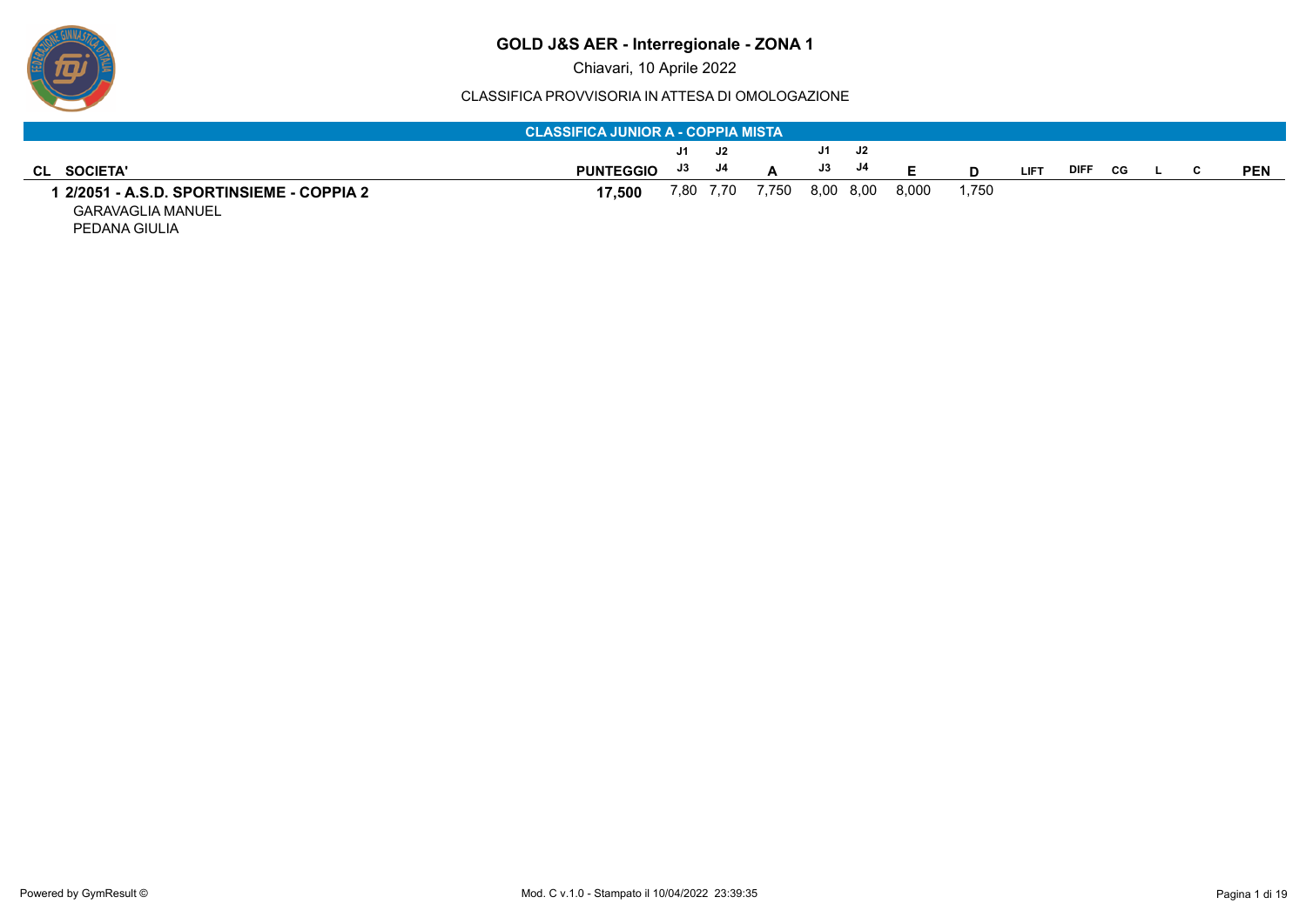# GOLD J&S AER - Interregionale - ZONA 1

Chiavari, 10 Aprile 2022

CLASSIFICA PROVVISORIA IN ATTESA DI OMOLOGAZIONE

## CLASSIFICA JUNIOR A - COPPIA MISTA

| CL | SOCIETA' | PUNTEGGIO | J1 / J3 | J2 / J4 | A | J1 / J3 | J2 / J4 | E | D | LIFT | DIFF | CG | L | C | PEN |
|---|---|---|---|---|---|---|---|---|---|---|---|---|---|---|---|
| 1 | 2/2051 - A.S.D. SPORTINSIEME - COPPIA 2<br>GARAVAGLIA MANUEL<br>PEDANA GIULIA | 17,500 | 7,80 | 7,70 | 7,750 | 8,00 | 8,00 | 8,000 | 1,750 | | | | | | |

Powered by GymResult ©

Mod. C v.1.0 - Stampato il 10/04/2022 23:39:35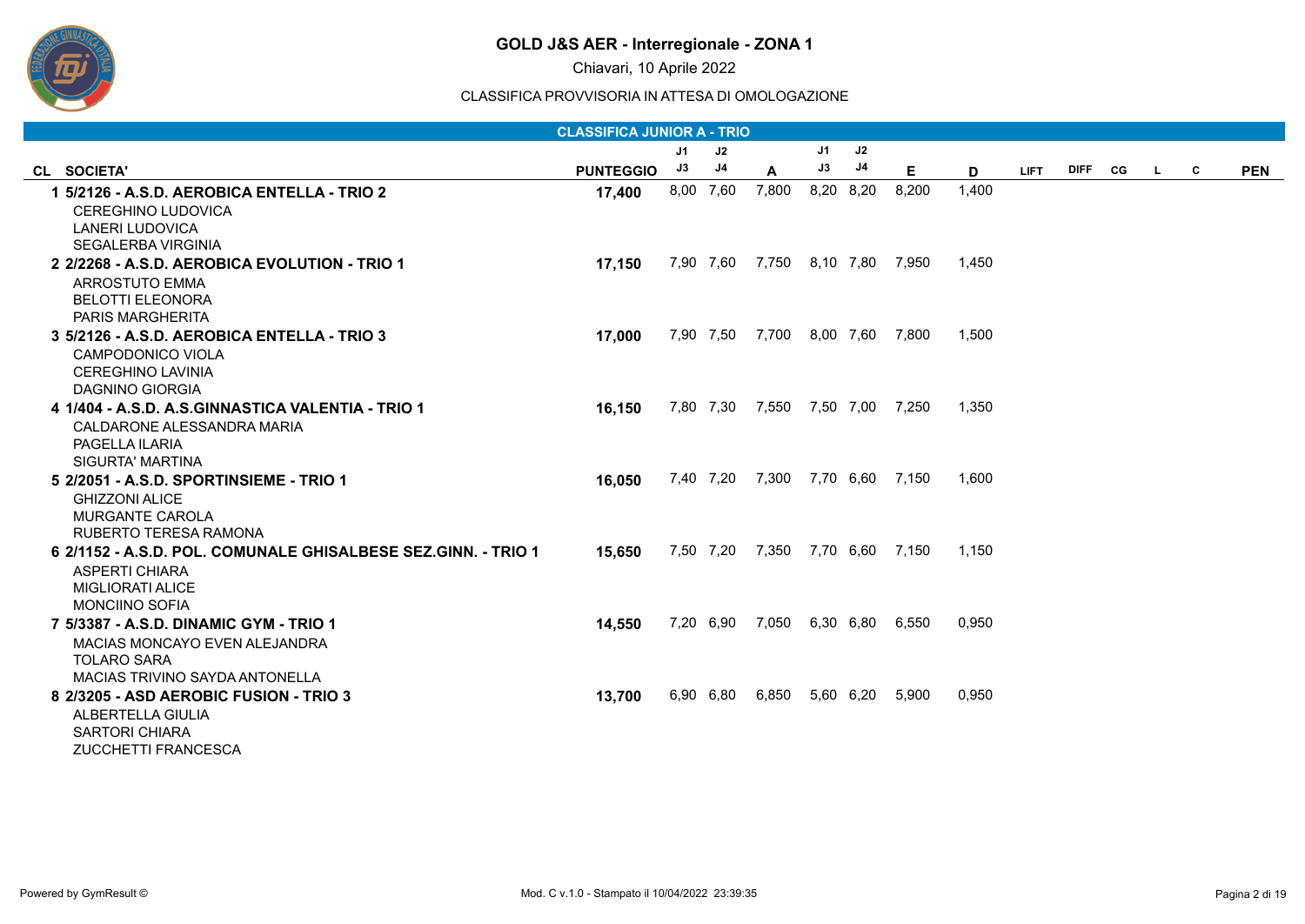# GOLD J&S AER - Interregionale - ZONA 1

Chiavari, 10 Aprile 2022

CLASSIFICA PROVVISORIA IN ATTESA DI OMOLOGAZIONE

## CLASSIFICA JUNIOR A - TRIO

| CL | SOCIETA' | PUNTEGGIO | J1 / J3 | J2 / J4 | A | J1 / J3 | J2 / J4 | E | D | LIFT | DIFF | CG | L | C | PEN |
|---|---|---|---|---|---|---|---|---|---|---|---|---|---|---|---|
| 1 | **5/2126 - A.S.D. AEROBICA ENTELLA - TRIO 2**<br>CEREGHINO LUDOVICA<br>LANERI LUDOVICA<br>SEGALERBA VIRGINIA | **17,400** | 8,00 | 7,60 | 7,800 | 8,20 | 8,20 | 8,200 | 1,400 | | | | | | |
| 2 | **2/2268 - A.S.D. AEROBICA EVOLUTION - TRIO 1**<br>ARROSTUTO EMMA<br>BELOTTI ELEONORA<br>PARIS MARGHERITA | **17,150** | 7,90 | 7,60 | 7,750 | 8,10 | 7,80 | 7,950 | 1,450 | | | | | | |
| 3 | **5/2126 - A.S.D. AEROBICA ENTELLA - TRIO 3**<br>CAMPODONICO VIOLA<br>CEREGHINO LAVINIA<br>DAGNINO GIORGIA | **17,000** | 7,90 | 7,50 | 7,700 | 8,00 | 7,60 | 7,800 | 1,500 | | | | | | |
| 4 | **1/404 - A.S.D. A.S.GINNASTICA VALENTIA - TRIO 1**<br>CALDARONE ALESSANDRA MARIA<br>PAGELLA ILARIA<br>SIGURTA' MARTINA | **16,150** | 7,80 | 7,30 | 7,550 | 7,50 | 7,00 | 7,250 | 1,350 | | | | | | |
| 5 | **2/2051 - A.S.D. SPORTINSIEME - TRIO 1**<br>GHIZZONI ALICE<br>MURGANTE CAROLA<br>RUBERTO TERESA RAMONA | **16,050** | 7,40 | 7,20 | 7,300 | 7,70 | 6,60 | 7,150 | 1,600 | | | | | | |
| 6 | **2/1152 - A.S.D. POL. COMUNALE GHISALBESE SEZ.GINN. - TRIO 1**<br>ASPERTI CHIARA<br>MIGLIORATI ALICE<br>MONCIINO SOFIA | **15,650** | 7,50 | 7,20 | 7,350 | 7,70 | 6,60 | 7,150 | 1,150 | | | | | | |
| 7 | **5/3387 - A.S.D. DINAMIC GYM - TRIO 1**<br>MACIAS MONCAYO EVEN ALEJANDRA<br>TOLARO SARA<br>MACIAS TRIVINO SAYDA ANTONELLA | **14,550** | 7,20 | 6,90 | 7,050 | 6,30 | 6,80 | 6,550 | 0,950 | | | | | | |
| 8 | **2/3205 - ASD AEROBIC FUSION - TRIO 3**<br>ALBERTELLA GIULIA<br>SARTORI CHIARA<br>ZUCCHETTI FRANCESCA | **13,700** | 6,90 | 6,80 | 6,850 | 5,60 | 6,20 | 5,900 | 0,950 | | | | | | |

Powered by GymResult ©

Mod. C v.1.0 - Stampato il 10/04/2022 23:39:35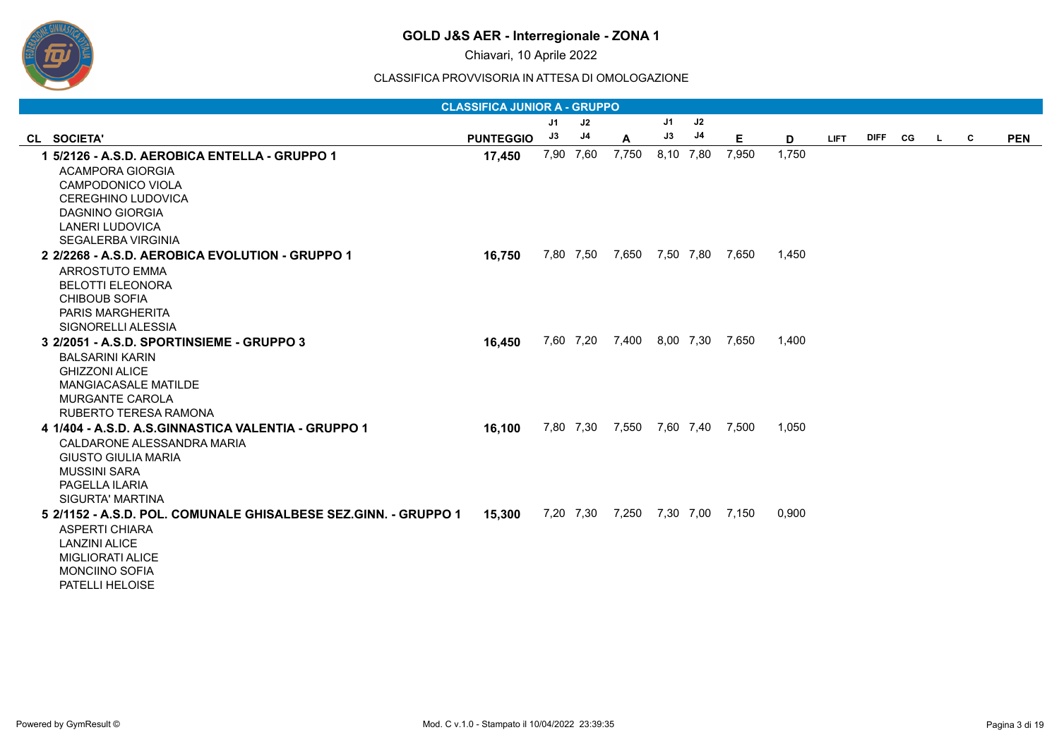# GOLD J&S AER - Interregionale - ZONA 1

Chiavari, 10 Aprile 2022

CLASSIFICA PROVVISORIA IN ATTESA DI OMOLOGAZIONE

## CLASSIFICA JUNIOR A - GRUPPO

| CL | SOCIETA' | PUNTEGGIO | J1 / J3 | J2 / J4 | A | J1 / J3 | J2 / J4 | E | D | LIFT | DIFF | CG | L | C | PEN |
|---|---|---|---|---|---|---|---|---|---|---|---|---|---|---|---|
| 1 | **5/2126 - A.S.D. AEROBICA ENTELLA - GRUPPO 1** | **17,450** | 7,90 | 7,60 | 7,750 | 8,10 | 7,80 | 7,950 | 1,750 | | | | | | |
| | ACAMPORA GIORGIA<br>CAMPODONICO VIOLA<br>CEREGHINO LUDOVICA<br>DAGNINO GIORGIA<br>LANERI LUDOVICA<br>SEGALERBA VIRGINIA | | | | | | | | | | | | | | |
| 2 | **2/2268 - A.S.D. AEROBICA EVOLUTION - GRUPPO 1** | **16,750** | 7,80 | 7,50 | 7,650 | 7,50 | 7,80 | 7,650 | 1,450 | | | | | | |
| | ARROSTUTO EMMA<br>BELOTTI ELEONORA<br>CHIBOUB SOFIA<br>PARIS MARGHERITA<br>SIGNORELLI ALESSIA | | | | | | | | | | | | | | |
| 3 | **2/2051 - A.S.D. SPORTINSIEME - GRUPPO 3** | **16,450** | 7,60 | 7,20 | 7,400 | 8,00 | 7,30 | 7,650 | 1,400 | | | | | | |
| | BALSARINI KARIN<br>GHIZZONI ALICE<br>MANGIACASALE MATILDE<br>MURGANTE CAROLA<br>RUBERTO TERESA RAMONA | | | | | | | | | | | | | | |
| 4 | **1/404 - A.S.D. A.S.GINNASTICA VALENTIA - GRUPPO 1** | **16,100** | 7,80 | 7,30 | 7,550 | 7,60 | 7,40 | 7,500 | 1,050 | | | | | | |
| | CALDARONE ALESSANDRA MARIA<br>GIUSTO GIULIA MARIA<br>MUSSINI SARA<br>PAGELLA ILARIA<br>SIGURTA' MARTINA | | | | | | | | | | | | | | |
| 5 | **2/1152 - A.S.D. POL. COMUNALE GHISALBESE SEZ.GINN. - GRUPPO 1** | **15,300** | 7,20 | 7,30 | 7,250 | 7,30 | 7,00 | 7,150 | 0,900 | | | | | | |
| | ASPERTI CHIARA<br>LANZINI ALICE<br>MIGLIORATI ALICE<br>MONCIINO SOFIA<br>PATELLI HELOISE | | | | | | | | | | | | | | |

Powered by GymResult © — Mod. C v.1.0 - Stampato il 10/04/2022 23:39:35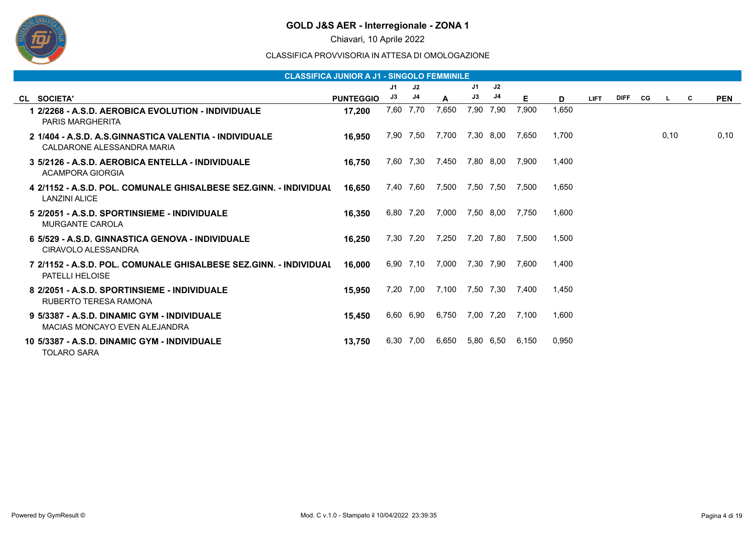# GOLD J&S AER - Interregionale - ZONA 1

Chiavari, 10 Aprile 2022

CLASSIFICA PROVVISORIA IN ATTESA DI OMOLOGAZIONE

## CLASSIFICA JUNIOR A J1 - SINGOLO FEMMINILE

| CL | SOCIETA' | PUNTEGGIO | J1 J3 | J2 J4 | A | J1 J3 | J2 J4 | E | D | LIFT | DIFF | CG | L | C | PEN |
|---|---|---|---|---|---|---|---|---|---|---|---|---|---|---|---|
| 1 | 2/2268 - A.S.D. AEROBICA EVOLUTION - INDIVIDUALE<br>PARIS MARGHERITA | 17,200 | 7,60 | 7,70 | 7,650 | 7,90 | 7,90 | 7,900 | 1,650 | | | | | | |
| 2 | 1/404 - A.S.D. A.S.GINNASTICA VALENTIA - INDIVIDUALE<br>CALDARONE ALESSANDRA MARIA | 16,950 | 7,90 | 7,50 | 7,700 | 7,30 | 8,00 | 7,650 | 1,700 | | | | 0,10 | | 0,10 |
| 3 | 5/2126 - A.S.D. AEROBICA ENTELLA - INDIVIDUALE<br>ACAMPORA GIORGIA | 16,750 | 7,60 | 7,30 | 7,450 | 7,80 | 8,00 | 7,900 | 1,400 | | | | | | |
| 4 | 2/1152 - A.S.D. POL. COMUNALE GHISALBESE SEZ.GINN. - INDIVIDUAL<br>LANZINI ALICE | 16,650 | 7,40 | 7,60 | 7,500 | 7,50 | 7,50 | 7,500 | 1,650 | | | | | | |
| 5 | 2/2051 - A.S.D. SPORTINSIEME - INDIVIDUALE<br>MURGANTE CAROLA | 16,350 | 6,80 | 7,20 | 7,000 | 7,50 | 8,00 | 7,750 | 1,600 | | | | | | |
| 6 | 5/529 - A.S.D. GINNASTICA GENOVA - INDIVIDUALE<br>CIRAVOLO ALESSANDRA | 16,250 | 7,30 | 7,20 | 7,250 | 7,20 | 7,80 | 7,500 | 1,500 | | | | | | |
| 7 | 2/1152 - A.S.D. POL. COMUNALE GHISALBESE SEZ.GINN. - INDIVIDUAL<br>PATELLI HELOISE | 16,000 | 6,90 | 7,10 | 7,000 | 7,30 | 7,90 | 7,600 | 1,400 | | | | | | |
| 8 | 2/2051 - A.S.D. SPORTINSIEME - INDIVIDUALE<br>RUBERTO TERESA RAMONA | 15,950 | 7,20 | 7,00 | 7,100 | 7,50 | 7,30 | 7,400 | 1,450 | | | | | | |
| 9 | 5/3387 - A.S.D. DINAMIC GYM - INDIVIDUALE<br>MACIAS MONCAYO EVEN ALEJANDRA | 15,450 | 6,60 | 6,90 | 6,750 | 7,00 | 7,20 | 7,100 | 1,600 | | | | | | |
| 10 | 5/3387 - A.S.D. DINAMIC GYM - INDIVIDUALE<br>TOLARO SARA | 13,750 | 6,30 | 7,00 | 6,650 | 5,80 | 6,50 | 6,150 | 0,950 | | | | | | |

Powered by GymResult © &nbsp;&nbsp; Mod. C v.1.0 - Stampato il 10/04/2022 23:39:35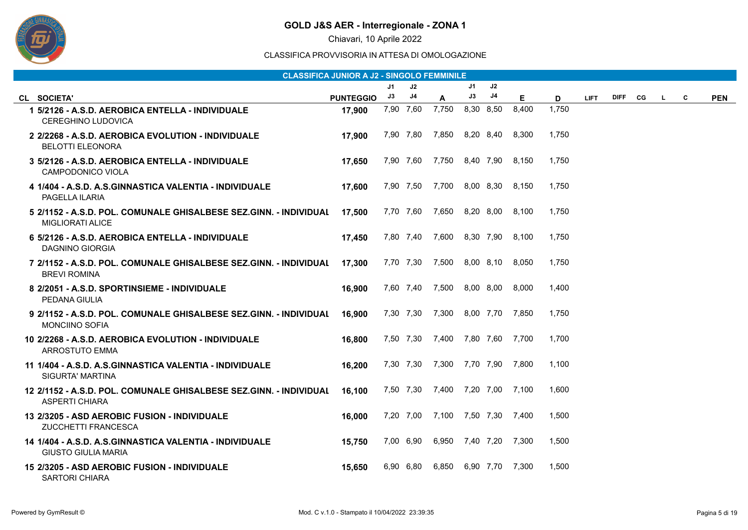# GOLD J&S AER - Interregionale - ZONA 1

Chiavari, 10 Aprile 2022

CLASSIFICA PROVVISORIA IN ATTESA DI OMOLOGAZIONE

## CLASSIFICA JUNIOR A J2 - SINGOLO FEMMINILE

| CL | SOCIETA' | PUNTEGGIO | J1 J3 | J2 J4 | A | J1 J3 | J2 J4 | E | D | LIFT | DIFF | CG | L | C | PEN |
|---|---|---|---|---|---|---|---|---|---|---|---|---|---|---|---|
| 1 | 5/2126 - A.S.D. AEROBICA ENTELLA - INDIVIDUALE<br>CEREGHINO LUDOVICA | 17,900 | 7,90 | 7,60 | 7,750 | 8,30 | 8,50 | 8,400 | 1,750 | | | | | | |
| 2 | 2/2268 - A.S.D. AEROBICA EVOLUTION - INDIVIDUALE<br>BELOTTI ELEONORA | 17,900 | 7,90 | 7,80 | 7,850 | 8,20 | 8,40 | 8,300 | 1,750 | | | | | | |
| 3 | 5/2126 - A.S.D. AEROBICA ENTELLA - INDIVIDUALE<br>CAMPODONICO VIOLA | 17,650 | 7,90 | 7,60 | 7,750 | 8,40 | 7,90 | 8,150 | 1,750 | | | | | | |
| 4 | 1/404 - A.S.D. A.S.GINNASTICA VALENTIA - INDIVIDUALE<br>PAGELLA ILARIA | 17,600 | 7,90 | 7,50 | 7,700 | 8,00 | 8,30 | 8,150 | 1,750 | | | | | | |
| 5 | 2/1152 - A.S.D. POL. COMUNALE GHISALBESE SEZ.GINN. - INDIVIDUAL<br>MIGLIORATI ALICE | 17,500 | 7,70 | 7,60 | 7,650 | 8,20 | 8,00 | 8,100 | 1,750 | | | | | | |
| 6 | 5/2126 - A.S.D. AEROBICA ENTELLA - INDIVIDUALE<br>DAGNINO GIORGIA | 17,450 | 7,80 | 7,40 | 7,600 | 8,30 | 7,90 | 8,100 | 1,750 | | | | | | |
| 7 | 2/1152 - A.S.D. POL. COMUNALE GHISALBESE SEZ.GINN. - INDIVIDUAL<br>BREVI ROMINA | 17,300 | 7,70 | 7,30 | 7,500 | 8,00 | 8,10 | 8,050 | 1,750 | | | | | | |
| 8 | 2/2051 - A.S.D. SPORTINSIEME - INDIVIDUALE<br>PEDANA GIULIA | 16,900 | 7,60 | 7,40 | 7,500 | 8,00 | 8,00 | 8,000 | 1,400 | | | | | | |
| 9 | 2/1152 - A.S.D. POL. COMUNALE GHISALBESE SEZ.GINN. - INDIVIDUAL<br>MONCIINO SOFIA | 16,900 | 7,30 | 7,30 | 7,300 | 8,00 | 7,70 | 7,850 | 1,750 | | | | | | |
| 10 | 2/2268 - A.S.D. AEROBICA EVOLUTION - INDIVIDUALE<br>ARROSTUTO EMMA | 16,800 | 7,50 | 7,30 | 7,400 | 7,80 | 7,60 | 7,700 | 1,700 | | | | | | |
| 11 | 1/404 - A.S.D. A.S.GINNASTICA VALENTIA - INDIVIDUALE<br>SIGURTA' MARTINA | 16,200 | 7,30 | 7,30 | 7,300 | 7,70 | 7,90 | 7,800 | 1,100 | | | | | | |
| 12 | 2/1152 - A.S.D. POL. COMUNALE GHISALBESE SEZ.GINN. - INDIVIDUAL<br>ASPERTI CHIARA | 16,100 | 7,50 | 7,30 | 7,400 | 7,20 | 7,00 | 7,100 | 1,600 | | | | | | |
| 13 | 2/3205 - ASD AEROBIC FUSION - INDIVIDUALE<br>ZUCCHETTI FRANCESCA | 16,000 | 7,20 | 7,00 | 7,100 | 7,50 | 7,30 | 7,400 | 1,500 | | | | | | |
| 14 | 1/404 - A.S.D. A.S.GINNASTICA VALENTIA - INDIVIDUALE<br>GIUSTO GIULIA MARIA | 15,750 | 7,00 | 6,90 | 6,950 | 7,40 | 7,20 | 7,300 | 1,500 | | | | | | |
| 15 | 2/3205 - ASD AEROBIC FUSION - INDIVIDUALE<br>SARTORI CHIARA | 15,650 | 6,90 | 6,80 | 6,850 | 6,90 | 7,70 | 7,300 | 1,500 | | | | | | |

Powered by GymResult © — Mod. C v.1.0 - Stampato il 10/04/2022 23:39:35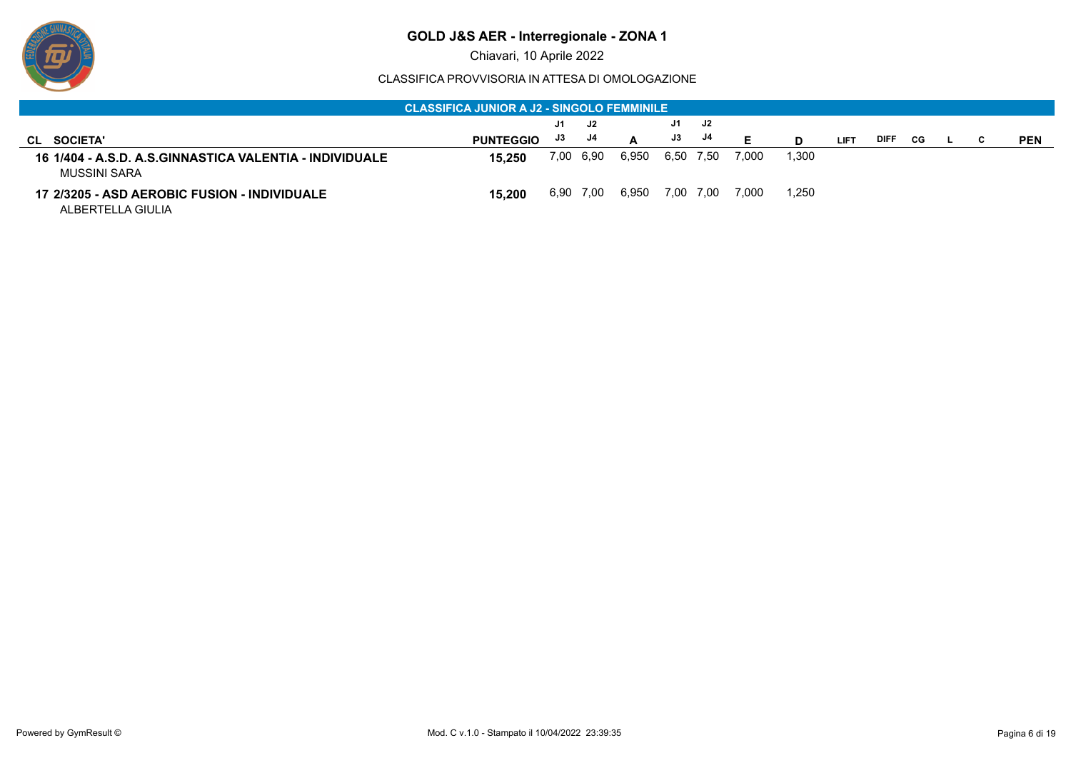# GOLD J&S AER - Interregionale - ZONA 1

Chiavari, 10 Aprile 2022

CLASSIFICA PROVVISORIA IN ATTESA DI OMOLOGAZIONE

## CLASSIFICA JUNIOR A J2 - SINGOLO FEMMINILE

| CL | SOCIETA' | PUNTEGGIO | J1 J3 | J2 J4 | A | J1 J3 | J2 J4 | E | D | LIFT | DIFF | CG | L | C | PEN |
|---|---|---|---|---|---|---|---|---|---|---|---|---|---|---|---|
| 16 | 1/404 - A.S.D. A.S.GINNASTICA VALENTIA - INDIVIDUALE<br>MUSSINI SARA | 15,250 | 7,00 | 6,90 | 6,950 | 6,50 | 7,50 | 7,000 | 1,300 | | | | | | |
| 17 | 2/3205 - ASD AEROBIC FUSION - INDIVIDUALE<br>ALBERTELLA GIULIA | 15,200 | 6,90 | 7,00 | 6,950 | 7,00 | 7,00 | 7,000 | 1,250 | | | | | | |

Powered by GymResult ©

Mod. C v.1.0 - Stampato il 10/04/2022 23:39:35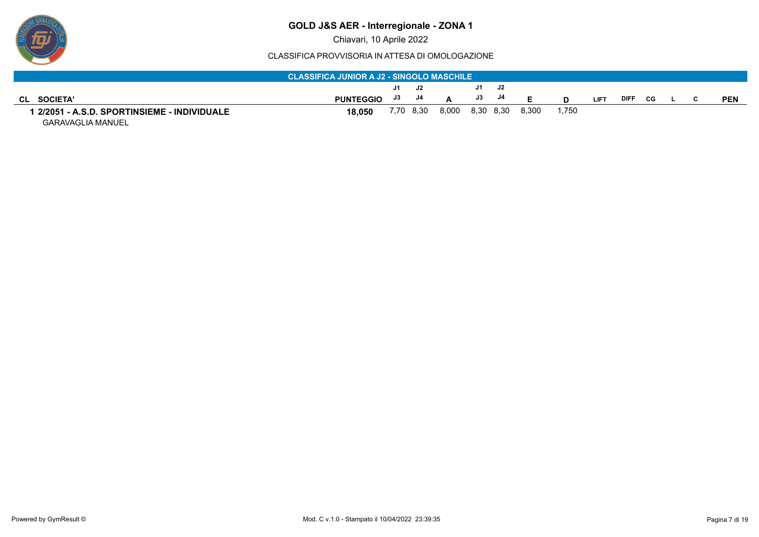# GOLD J&S AER - Interregionale - ZONA 1

Chiavari, 10 Aprile 2022

CLASSIFICA PROVVISORIA IN ATTESA DI OMOLOGAZIONE

## CLASSIFICA JUNIOR A J2 - SINGOLO MASCHILE

| CL | SOCIETA' | PUNTEGGIO | J1 / J3 | J2 / J4 | A | J1 / J3 | J2 / J4 | E | D | LIFT | DIFF | CG | L | C | PEN |
|---|---|---|---|---|---|---|---|---|---|---|---|---|---|---|---|
| 1 | **2/2051 - A.S.D. SPORTINSIEME - INDIVIDUALE**<br>GARAVAGLIA MANUEL | **18,050** | 7,70 | 8,30 | 8,000 | 8,30 | 8,30 | 8,300 | 1,750 | | | | | | |

Powered by GymResult ©

Mod. C v.1.0 - Stampato il 10/04/2022 23:39:35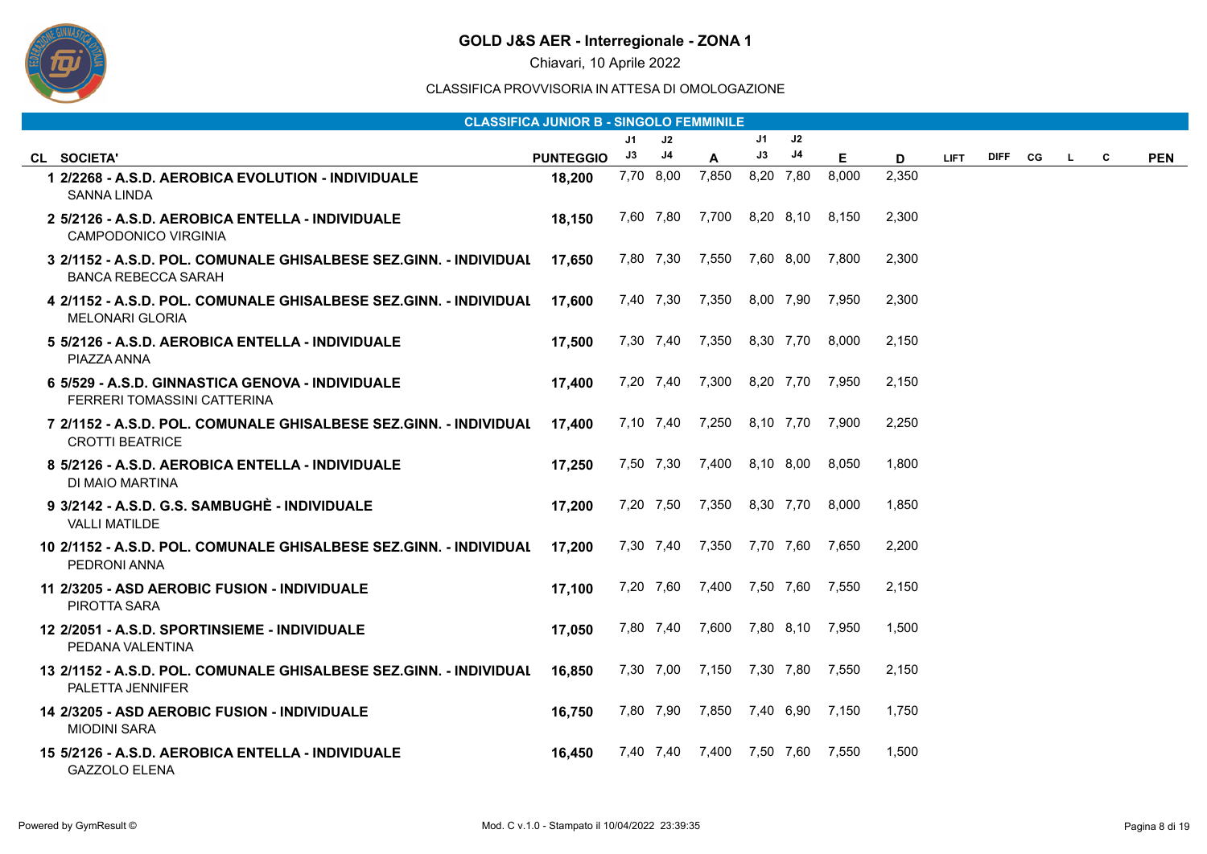# GOLD J&S AER - Interregionale - ZONA 1

Chiavari, 10 Aprile 2022

CLASSIFICA PROVVISORIA IN ATTESA DI OMOLOGAZIONE

## CLASSIFICA JUNIOR B - SINGOLO FEMMINILE

| CL | SOCIETA' | PUNTEGGIO | J1 J3 | J2 J4 | A | J1 J3 | J2 J4 | E | D | LIFT | DIFF | CG | L | C | PEN |
|---|---|---|---|---|---|---|---|---|---|---|---|---|---|---|---|
| 1 | 2/2268 - A.S.D. AEROBICA EVOLUTION - INDIVIDUALE<br>SANNA LINDA | 18,200 | 7,70 | 8,00 | 7,850 | 8,20 | 7,80 | 8,000 | 2,350 | | | | | | |
| 2 | 5/2126 - A.S.D. AEROBICA ENTELLA - INDIVIDUALE<br>CAMPODONICO VIRGINIA | 18,150 | 7,60 | 7,80 | 7,700 | 8,20 | 8,10 | 8,150 | 2,300 | | | | | | |
| 3 | 2/1152 - A.S.D. POL. COMUNALE GHISALBESE SEZ.GINN. - INDIVIDUAL<br>BANCA REBECCA SARAH | 17,650 | 7,80 | 7,30 | 7,550 | 7,60 | 8,00 | 7,800 | 2,300 | | | | | | |
| 4 | 2/1152 - A.S.D. POL. COMUNALE GHISALBESE SEZ.GINN. - INDIVIDUAL<br>MELONARI GLORIA | 17,600 | 7,40 | 7,30 | 7,350 | 8,00 | 7,90 | 7,950 | 2,300 | | | | | | |
| 5 | 5/2126 - A.S.D. AEROBICA ENTELLA - INDIVIDUALE<br>PIAZZA ANNA | 17,500 | 7,30 | 7,40 | 7,350 | 8,30 | 7,70 | 8,000 | 2,150 | | | | | | |
| 6 | 5/529 - A.S.D. GINNASTICA GENOVA - INDIVIDUALE<br>FERRERI TOMASSINI CATTERINA | 17,400 | 7,20 | 7,40 | 7,300 | 8,20 | 7,70 | 7,950 | 2,150 | | | | | | |
| 7 | 2/1152 - A.S.D. POL. COMUNALE GHISALBESE SEZ.GINN. - INDIVIDUAL<br>CROTTI BEATRICE | 17,400 | 7,10 | 7,40 | 7,250 | 8,10 | 7,70 | 7,900 | 2,250 | | | | | | |
| 8 | 5/2126 - A.S.D. AEROBICA ENTELLA - INDIVIDUALE<br>DI MAIO MARTINA | 17,250 | 7,50 | 7,30 | 7,400 | 8,10 | 8,00 | 8,050 | 1,800 | | | | | | |
| 9 | 3/2142 - A.S.D. G.S. SAMBUGHÈ - INDIVIDUALE<br>VALLI MATILDE | 17,200 | 7,20 | 7,50 | 7,350 | 8,30 | 7,70 | 8,000 | 1,850 | | | | | | |
| 10 | 2/1152 - A.S.D. POL. COMUNALE GHISALBESE SEZ.GINN. - INDIVIDUAL<br>PEDRONI ANNA | 17,200 | 7,30 | 7,40 | 7,350 | 7,70 | 7,60 | 7,650 | 2,200 | | | | | | |
| 11 | 2/3205 - ASD AEROBIC FUSION - INDIVIDUALE<br>PIROTTA SARA | 17,100 | 7,20 | 7,60 | 7,400 | 7,50 | 7,60 | 7,550 | 2,150 | | | | | | |
| 12 | 2/2051 - A.S.D. SPORTINSIEME - INDIVIDUALE<br>PEDANA VALENTINA | 17,050 | 7,80 | 7,40 | 7,600 | 7,80 | 8,10 | 7,950 | 1,500 | | | | | | |
| 13 | 2/1152 - A.S.D. POL. COMUNALE GHISALBESE SEZ.GINN. - INDIVIDUAL<br>PALETTA JENNIFER | 16,850 | 7,30 | 7,00 | 7,150 | 7,30 | 7,80 | 7,550 | 2,150 | | | | | | |
| 14 | 2/3205 - ASD AEROBIC FUSION - INDIVIDUALE<br>MIODINI SARA | 16,750 | 7,80 | 7,90 | 7,850 | 7,40 | 6,90 | 7,150 | 1,750 | | | | | | |
| 15 | 5/2126 - A.S.D. AEROBICA ENTELLA - INDIVIDUALE<br>GAZZOLO ELENA | 16,450 | 7,40 | 7,40 | 7,400 | 7,50 | 7,60 | 7,550 | 1,500 | | | | | | |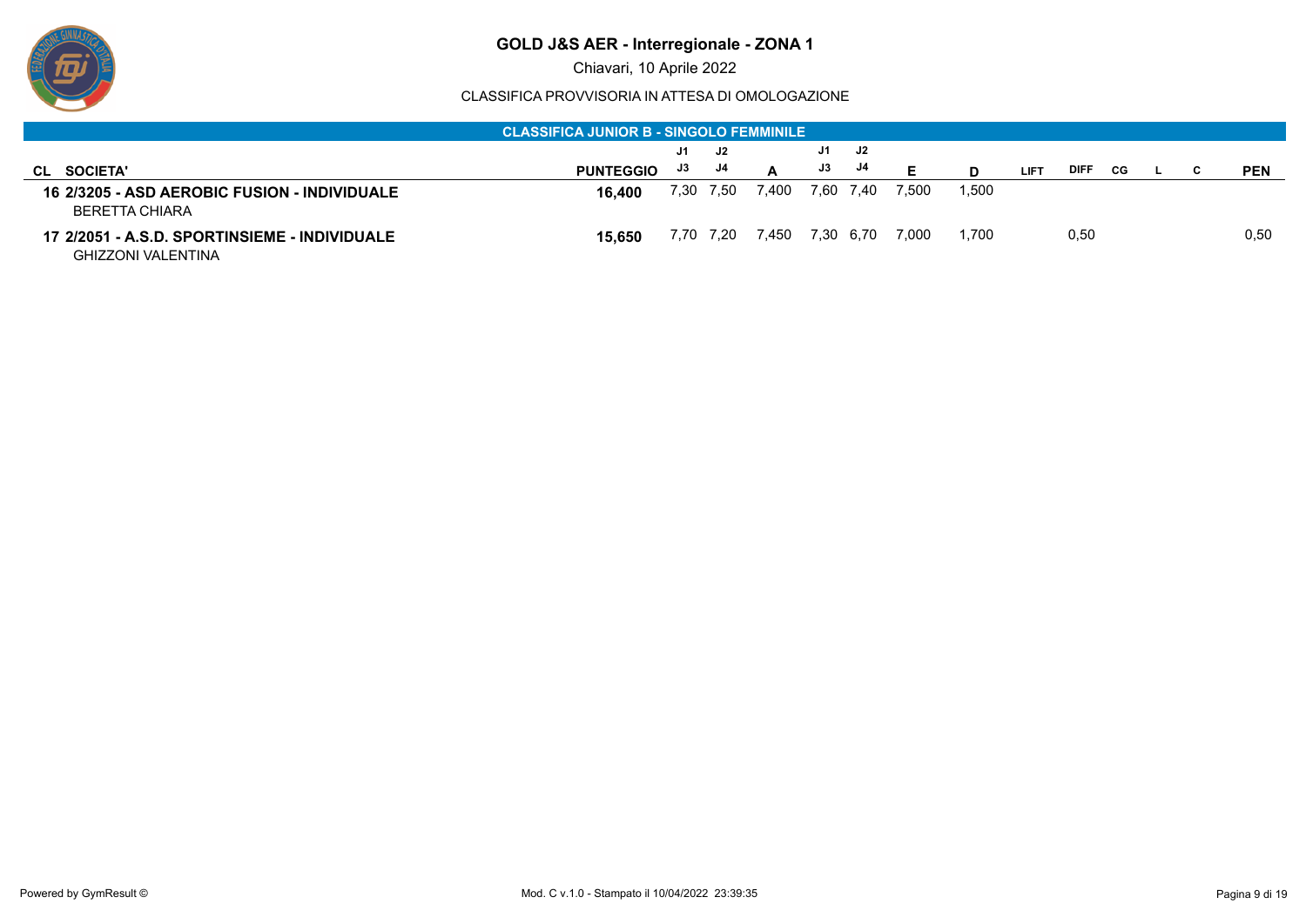# GOLD J&S AER - Interregionale - ZONA 1

Chiavari, 10 Aprile 2022

CLASSIFICA PROVVISORIA IN ATTESA DI OMOLOGAZIONE

## CLASSIFICA JUNIOR B - SINGOLO FEMMINILE

| CL | SOCIETA' | PUNTEGGIO | J1 / J3 | J2 / J4 | A | J1 / J3 | J2 / J4 | E | D | LIFT | DIFF | CG | L | C | PEN |
|---|---|---|---|---|---|---|---|---|---|---|---|---|---|---|---|
| 16 | **2/3205 - ASD AEROBIC FUSION - INDIVIDUALE** BERETTA CHIARA | **16,400** | 7,30 | 7,50 | 7,400 | 7,60 | 7,40 | 7,500 | 1,500 | | | | | | |
| 17 | **2/2051 - A.S.D. SPORTINSIEME - INDIVIDUALE** GHIZZONI VALENTINA | **15,650** | 7,70 | 7,20 | 7,450 | 7,30 | 6,70 | 7,000 | 1,700 | | 0,50 | | | | 0,50 |

Powered by GymResult ©

Mod. C v.1.0 - Stampato il 10/04/2022 23:39:35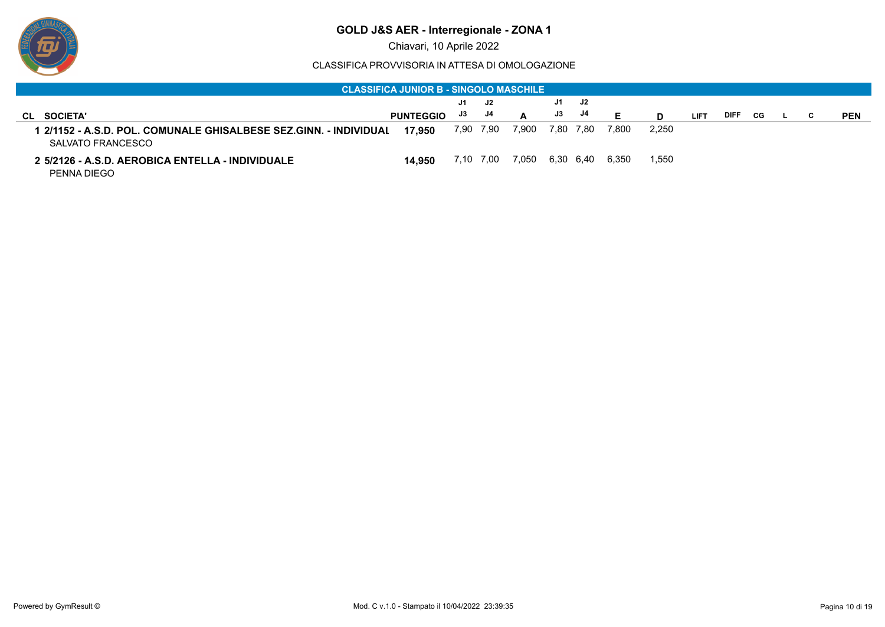# GOLD J&S AER - Interregionale - ZONA 1

Chiavari, 10 Aprile 2022

CLASSIFICA PROVVISORIA IN ATTESA DI OMOLOGAZIONE

## CLASSIFICA JUNIOR B - SINGOLO MASCHILE

| CL | SOCIETA' | PUNTEGGIO | J1 / J3 | J2 / J4 | A | J1 / J3 | J2 / J4 | E | D | LIFT | DIFF | CG | L | C | PEN |
|---|---|---|---|---|---|---|---|---|---|---|---|---|---|---|---|
| 1 | **2/1152 - A.S.D. POL. COMUNALE GHISALBESE SEZ.GINN. - INDIVIDUAL**<br>SALVATO FRANCESCO | **17,950** | 7,90 | 7,90 | 7,900 | 7,80 | 7,80 | 7,800 | 2,250 | | | | | | |
| 2 | **5/2126 - A.S.D. AEROBICA ENTELLA - INDIVIDUALE**<br>PENNA DIEGO | **14,950** | 7,10 | 7,00 | 7,050 | 6,30 | 6,40 | 6,350 | 1,550 | | | | | | |

Powered by GymResult ©

Mod. C v.1.0 - Stampato il 10/04/2022 23:39:35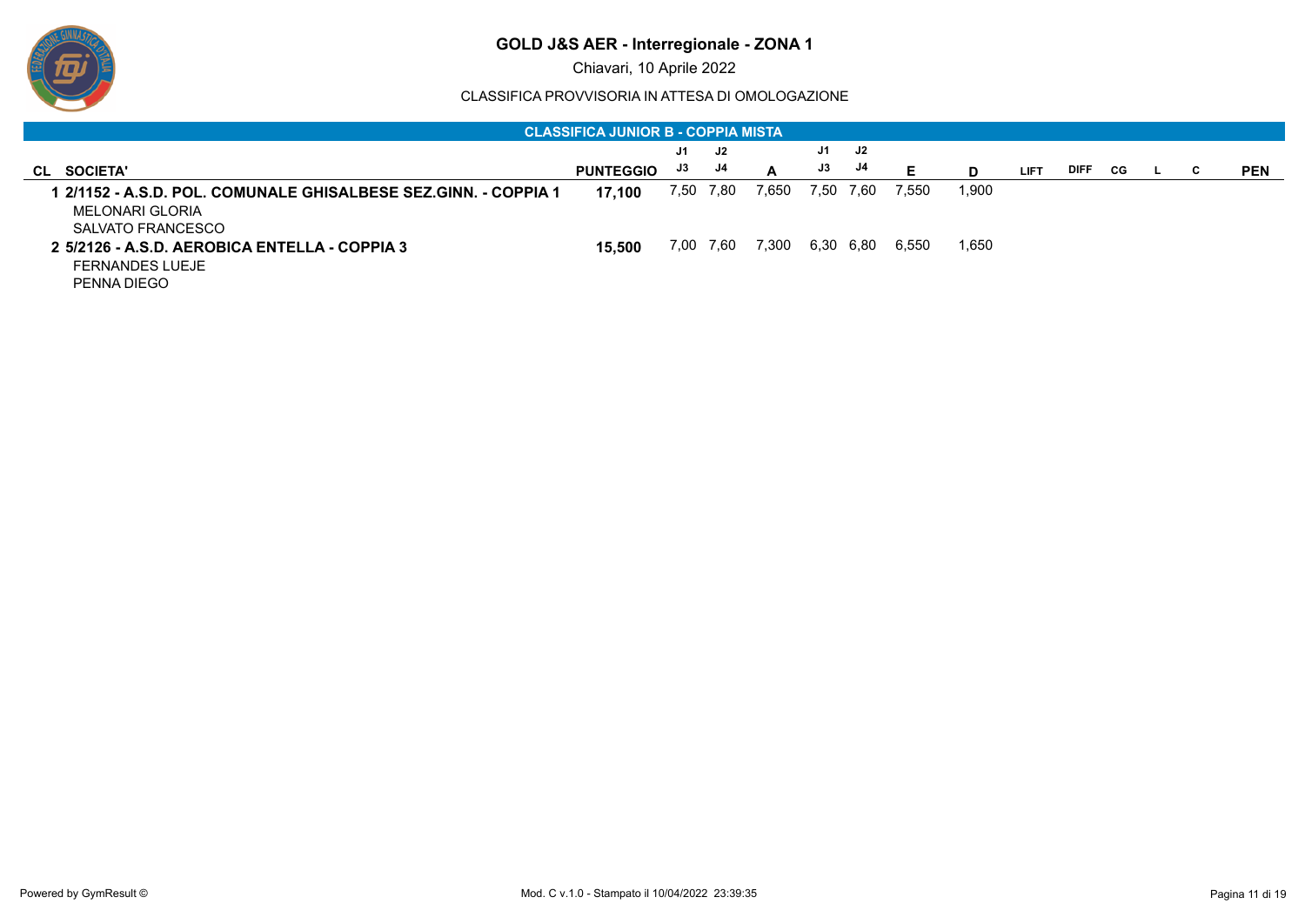# GOLD J&S AER - Interregionale - ZONA 1

Chiavari, 10 Aprile 2022

CLASSIFICA PROVVISORIA IN ATTESA DI OMOLOGAZIONE

## CLASSIFICA JUNIOR B - COPPIA MISTA

| CL | SOCIETA' | PUNTEGGIO | J1 / J3 | J2 / J4 | A | J1 / J3 | J2 / J4 | E | D | LIFT | DIFF | CG | L | C | PEN |
|---|---|---|---|---|---|---|---|---|---|---|---|---|---|---|---|
| 1 | **2/1152 - A.S.D. POL. COMUNALE GHISALBESE SEZ.GINN. - COPPIA 1**<br>MELONARI GLORIA<br>SALVATO FRANCESCO | **17,100** | 7,50 | 7,80 | 7,650 | 7,50 | 7,60 | 7,550 | 1,900 | | | | | | |
| 2 | **5/2126 - A.S.D. AEROBICA ENTELLA - COPPIA 3**<br>FERNANDES LUEJE<br>PENNA DIEGO | **15,500** | 7,00 | 7,60 | 7,300 | 6,30 | 6,80 | 6,550 | 1,650 | | | | | | |

Powered by GymResult ©

Mod. C v.1.0 - Stampato il 10/04/2022 23:39:35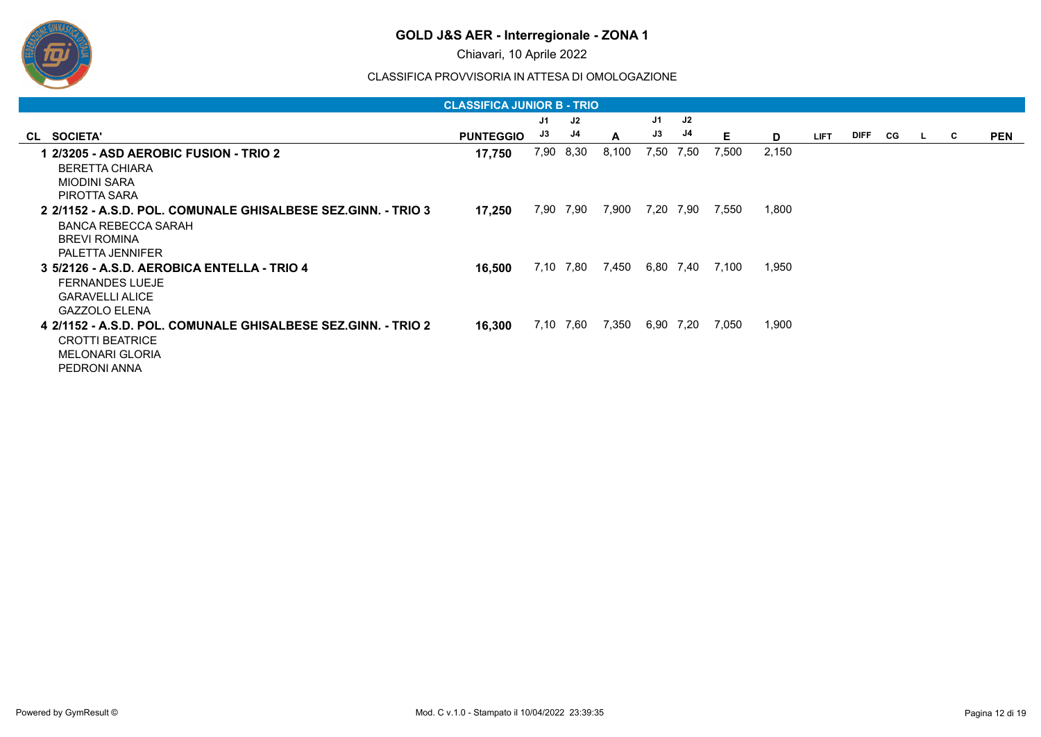# GOLD J&S AER - Interregionale - ZONA 1

Chiavari, 10 Aprile 2022

CLASSIFICA PROVVISORIA IN ATTESA DI OMOLOGAZIONE

## CLASSIFICA JUNIOR B - TRIO

| CL | SOCIETA' | PUNTEGGIO | J1 J3 | J2 J4 | A | J1 J3 | J2 J4 | E | D | LIFT | DIFF | CG | L | C | PEN |
|---|---|---|---|---|---|---|---|---|---|---|---|---|---|---|---|
| 1 | **2/3205 - ASD AEROBIC FUSION - TRIO 2** | **17,750** | 7,90 | 8,30 | 8,100 | 7,50 | 7,50 | 7,500 | 2,150 | | | | | | |
| | BERETTA CHIARA | | | | | | | | | | | | | | |
| | MIODINI SARA | | | | | | | | | | | | | | |
| | PIROTTA SARA | | | | | | | | | | | | | | |
| 2 | **2/1152 - A.S.D. POL. COMUNALE GHISALBESE SEZ.GINN. - TRIO 3** | **17,250** | 7,90 | 7,90 | 7,900 | 7,20 | 7,90 | 7,550 | 1,800 | | | | | | |
| | BANCA REBECCA SARAH | | | | | | | | | | | | | | |
| | BREVI ROMINA | | | | | | | | | | | | | | |
| | PALETTA JENNIFER | | | | | | | | | | | | | | |
| 3 | **5/2126 - A.S.D. AEROBICA ENTELLA - TRIO 4** | **16,500** | 7,10 | 7,80 | 7,450 | 6,80 | 7,40 | 7,100 | 1,950 | | | | | | |
| | FERNANDES LUEJE | | | | | | | | | | | | | | |
| | GARAVELLI ALICE | | | | | | | | | | | | | | |
| | GAZZOLO ELENA | | | | | | | | | | | | | | |
| 4 | **2/1152 - A.S.D. POL. COMUNALE GHISALBESE SEZ.GINN. - TRIO 2** | **16,300** | 7,10 | 7,60 | 7,350 | 6,90 | 7,20 | 7,050 | 1,900 | | | | | | |
| | CROTTI BEATRICE | | | | | | | | | | | | | | |
| | MELONARI GLORIA | | | | | | | | | | | | | | |
| | PEDRONI ANNA | | | | | | | | | | | | | | |

Powered by GymResult © — Mod. C v.1.0 - Stampato il 10/04/2022 23:39:35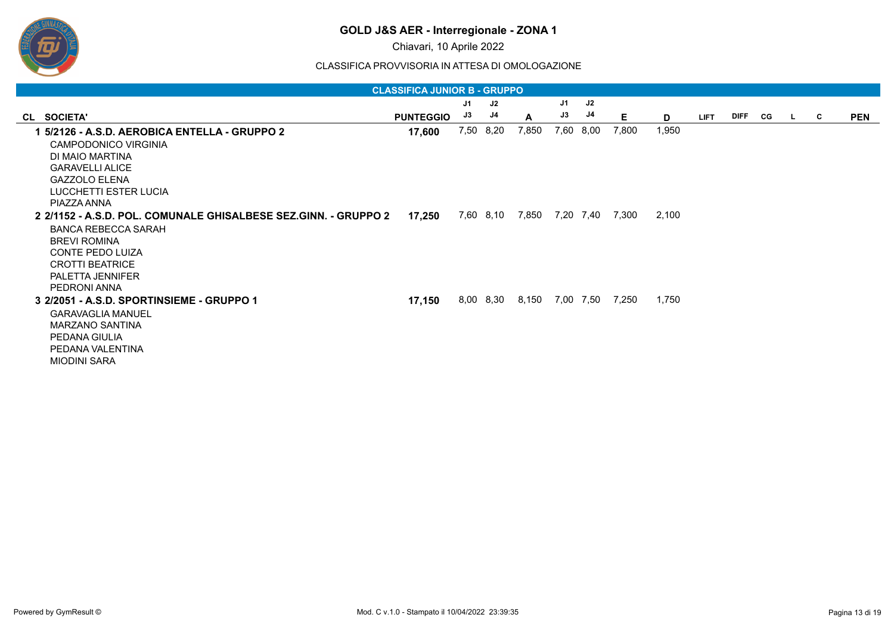# GOLD J&S AER - Interregionale - ZONA 1

Chiavari, 10 Aprile 2022

CLASSIFICA PROVVISORIA IN ATTESA DI OMOLOGAZIONE

## CLASSIFICA JUNIOR B - GRUPPO

| CL | SOCIETA' | PUNTEGGIO | J1 J3 | J2 J4 | A | J1 J3 | J2 J4 | E | D | LIFT | DIFF | CG | L | C | PEN |
|---|---|---|---|---|---|---|---|---|---|---|---|---|---|---|---|
| 1 | 5/2126 - A.S.D. AEROBICA ENTELLA - GRUPPO 2 | 17,600 | 7,50 | 8,20 | 7,850 | 7,60 | 8,00 | 7,800 | 1,950 | | | | | | |
| | CAMPODONICO VIRGINIA<br>DI MAIO MARTINA<br>GARAVELLI ALICE<br>GAZZOLO ELENA<br>LUCCHETTI ESTER LUCIA<br>PIAZZA ANNA | | | | | | | | | | | | | | |
| 2 | 2/1152 - A.S.D. POL. COMUNALE GHISALBESE SEZ.GINN. - GRUPPO 2 | 17,250 | 7,60 | 8,10 | 7,850 | 7,20 | 7,40 | 7,300 | 2,100 | | | | | | |
| | BANCA REBECCA SARAH<br>BREVI ROMINA<br>CONTE PEDO LUIZA<br>CROTTI BEATRICE<br>PALETTA JENNIFER<br>PEDRONI ANNA | | | | | | | | | | | | | | |
| 3 | 2/2051 - A.S.D. SPORTINSIEME - GRUPPO 1 | 17,150 | 8,00 | 8,30 | 8,150 | 7,00 | 7,50 | 7,250 | 1,750 | | | | | | |
| | GARAVAGLIA MANUEL<br>MARZANO SANTINA<br>PEDANA GIULIA<br>PEDANA VALENTINA<br>MIODINI SARA | | | | | | | | | | | | | | |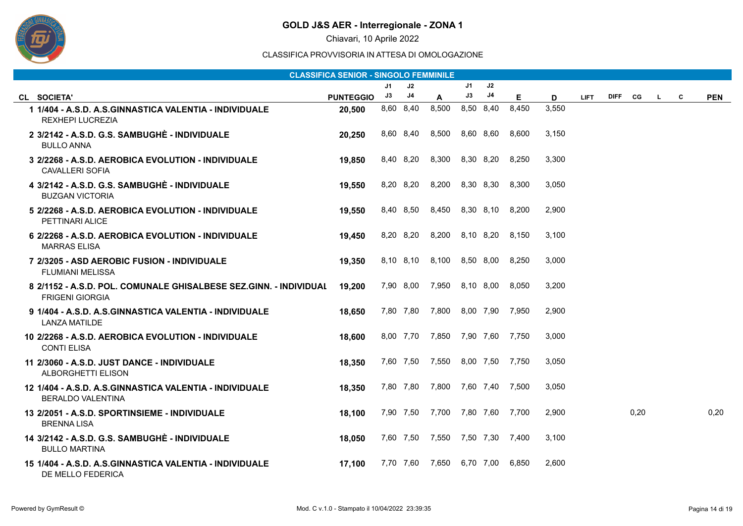# GOLD J&S AER - Interregionale - ZONA 1

Chiavari, 10 Aprile 2022

CLASSIFICA PROVVISORIA IN ATTESA DI OMOLOGAZIONE

## CLASSIFICA SENIOR - SINGOLO FEMMINILE

| CL | SOCIETA' | PUNTEGGIO | J1 J3 | J2 J4 | A | J1 J3 | J2 J4 | E | D | LIFT | DIFF | CG | L | C | PEN |
|---|---|---|---|---|---|---|---|---|---|---|---|---|---|---|---|
| 1 | 1/404 - A.S.D. A.S.GINNASTICA VALENTIA - INDIVIDUALE<br>REXHEPI LUCREZIA | 20,500 | 8,60 | 8,40 | 8,500 | 8,50 | 8,40 | 8,450 | 3,550 | | | | | | |
| 2 | 3/2142 - A.S.D. G.S. SAMBUGHÈ - INDIVIDUALE<br>BULLO ANNA | 20,250 | 8,60 | 8,40 | 8,500 | 8,60 | 8,60 | 8,600 | 3,150 | | | | | | |
| 3 | 2/2268 - A.S.D. AEROBICA EVOLUTION - INDIVIDUALE<br>CAVALLERI SOFIA | 19,850 | 8,40 | 8,20 | 8,300 | 8,30 | 8,20 | 8,250 | 3,300 | | | | | | |
| 4 | 3/2142 - A.S.D. G.S. SAMBUGHÈ - INDIVIDUALE<br>BUZGAN VICTORIA | 19,550 | 8,20 | 8,20 | 8,200 | 8,30 | 8,30 | 8,300 | 3,050 | | | | | | |
| 5 | 2/2268 - A.S.D. AEROBICA EVOLUTION - INDIVIDUALE<br>PETTINARI ALICE | 19,550 | 8,40 | 8,50 | 8,450 | 8,30 | 8,10 | 8,200 | 2,900 | | | | | | |
| 6 | 2/2268 - A.S.D. AEROBICA EVOLUTION - INDIVIDUALE<br>MARRAS ELISA | 19,450 | 8,20 | 8,20 | 8,200 | 8,10 | 8,20 | 8,150 | 3,100 | | | | | | |
| 7 | 2/3205 - ASD AEROBIC FUSION - INDIVIDUALE<br>FLUMIANI MELISSA | 19,350 | 8,10 | 8,10 | 8,100 | 8,50 | 8,00 | 8,250 | 3,000 | | | | | | |
| 8 | 2/1152 - A.S.D. POL. COMUNALE GHISALBESE SEZ.GINN. - INDIVIDUAL<br>FRIGENI GIORGIA | 19,200 | 7,90 | 8,00 | 7,950 | 8,10 | 8,00 | 8,050 | 3,200 | | | | | | |
| 9 | 1/404 - A.S.D. A.S.GINNASTICA VALENTIA - INDIVIDUALE<br>LANZA MATILDE | 18,650 | 7,80 | 7,80 | 7,800 | 8,00 | 7,90 | 7,950 | 2,900 | | | | | | |
| 10 | 2/2268 - A.S.D. AEROBICA EVOLUTION - INDIVIDUALE<br>CONTI ELISA | 18,600 | 8,00 | 7,70 | 7,850 | 7,90 | 7,60 | 7,750 | 3,000 | | | | | | |
| 11 | 2/3060 - A.S.D. JUST DANCE - INDIVIDUALE<br>ALBORGHETTI ELISON | 18,350 | 7,60 | 7,50 | 7,550 | 8,00 | 7,50 | 7,750 | 3,050 | | | | | | |
| 12 | 1/404 - A.S.D. A.S.GINNASTICA VALENTIA - INDIVIDUALE<br>BERALDO VALENTINA | 18,350 | 7,80 | 7,80 | 7,800 | 7,60 | 7,40 | 7,500 | 3,050 | | | | | | |
| 13 | 2/2051 - A.S.D. SPORTINSIEME - INDIVIDUALE<br>BRENNA LISA | 18,100 | 7,90 | 7,50 | 7,700 | 7,80 | 7,60 | 7,700 | 2,900 | | | 0,20 | | | 0,20 |
| 14 | 3/2142 - A.S.D. G.S. SAMBUGHÈ - INDIVIDUALE<br>BULLO MARTINA | 18,050 | 7,60 | 7,50 | 7,550 | 7,50 | 7,30 | 7,400 | 3,100 | | | | | | |
| 15 | 1/404 - A.S.D. A.S.GINNASTICA VALENTIA - INDIVIDUALE<br>DE MELLO FEDERICA | 17,100 | 7,70 | 7,60 | 7,650 | 6,70 | 7,00 | 6,850 | 2,600 | | | | | | |

Powered by GymResult ©

Mod. C v.1.0 - Stampato il 10/04/2022 23:39:35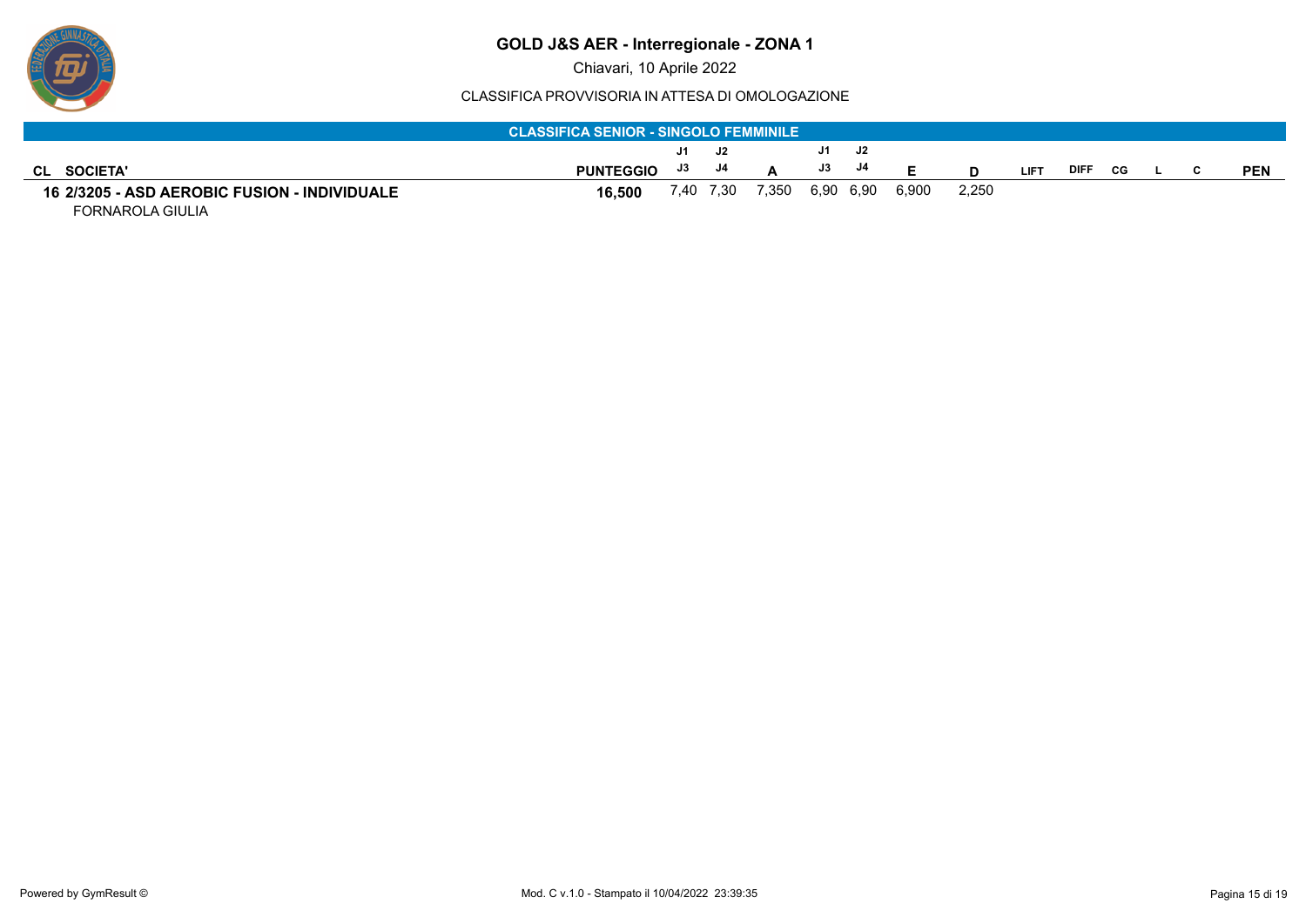# GOLD J&S AER - Interregionale - ZONA 1

Chiavari, 10 Aprile 2022

CLASSIFICA PROVVISORIA IN ATTESA DI OMOLOGAZIONE

## CLASSIFICA SENIOR - SINGOLO FEMMINILE

| CL | SOCIETA' | PUNTEGGIO | J1 J3 | J2 J4 | A | J1 J3 | J2 J4 | E | D | LIFT | DIFF | CG | L | C | PEN |
|---|---|---|---|---|---|---|---|---|---|---|---|---|---|---|---|
| 16 | 2/3205 - ASD AEROBIC FUSION - INDIVIDUALE<br>FORNAROLA GIULIA | 16,500 | 7,40 | 7,30 | 7,350 | 6,90 | 6,90 | 6,900 | 2,250 | | | | | | |

Powered by GymResult ©

Mod. C v.1.0 - Stampato il 10/04/2022 23:39:35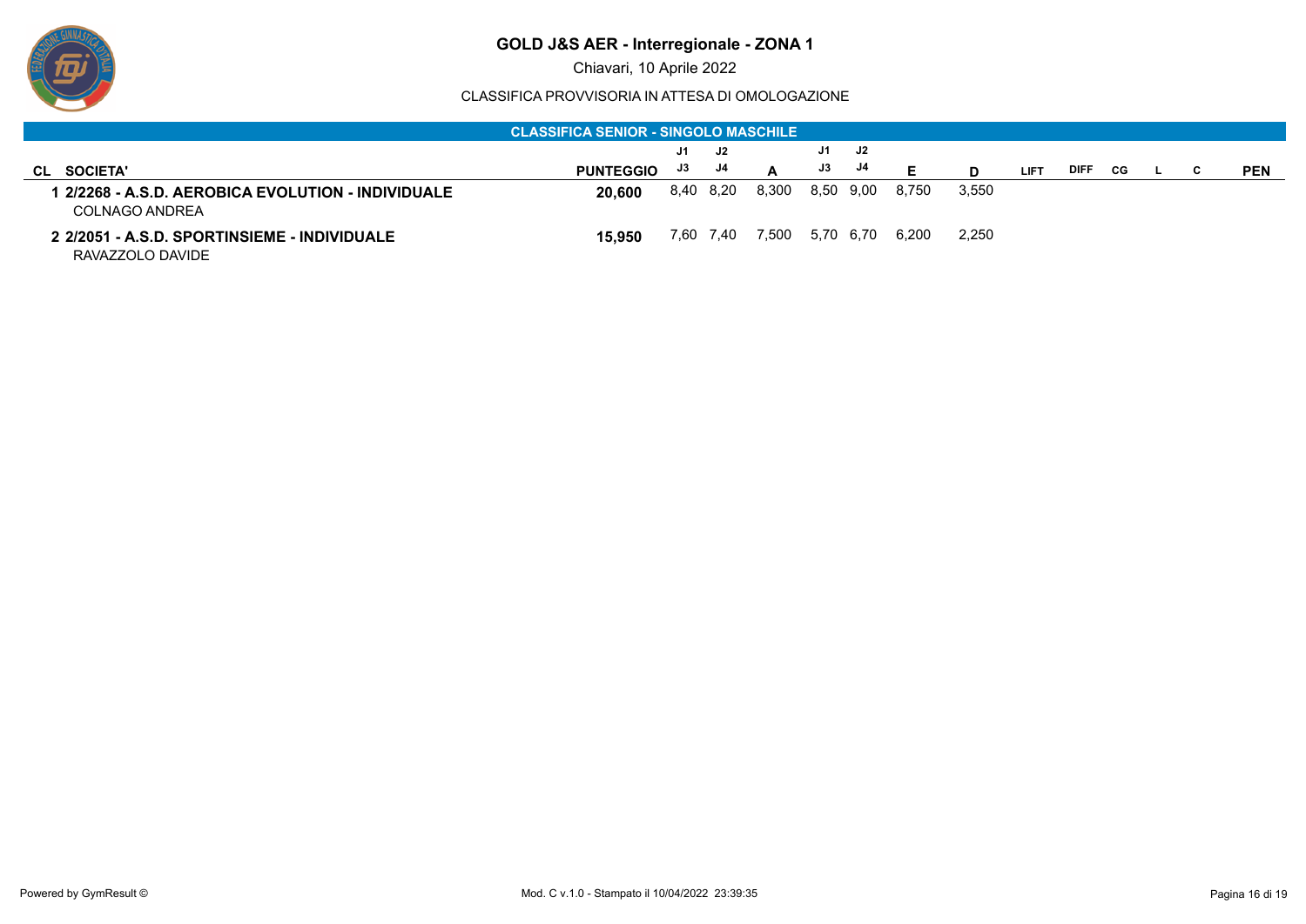# GOLD J&S AER - Interregionale - ZONA 1

Chiavari, 10 Aprile 2022

CLASSIFICA PROVVISORIA IN ATTESA DI OMOLOGAZIONE

## CLASSIFICA SENIOR - SINGOLO MASCHILE

| CL | SOCIETA' | PUNTEGGIO | J1 J3 | J2 J4 | A | J1 J3 | J2 J4 | E | D | LIFT | DIFF | CG | L | C | PEN |
|---|---|---|---|---|---|---|---|---|---|---|---|---|---|---|---|
| 1 | **2/2268 - A.S.D. AEROBICA EVOLUTION - INDIVIDUALE**<br>COLNAGO ANDREA | **20,600** | 8,40 | 8,20 | 8,300 | 8,50 | 9,00 | 8,750 | 3,550 | | | | | | |
| 2 | **2/2051 - A.S.D. SPORTINSIEME - INDIVIDUALE**<br>RAVAZZOLO DAVIDE | **15,950** | 7,60 | 7,40 | 7,500 | 5,70 | 6,70 | 6,200 | 2,250 | | | | | | |

Powered by GymResult ©

Mod. C v.1.0 - Stampato il 10/04/2022 23:39:35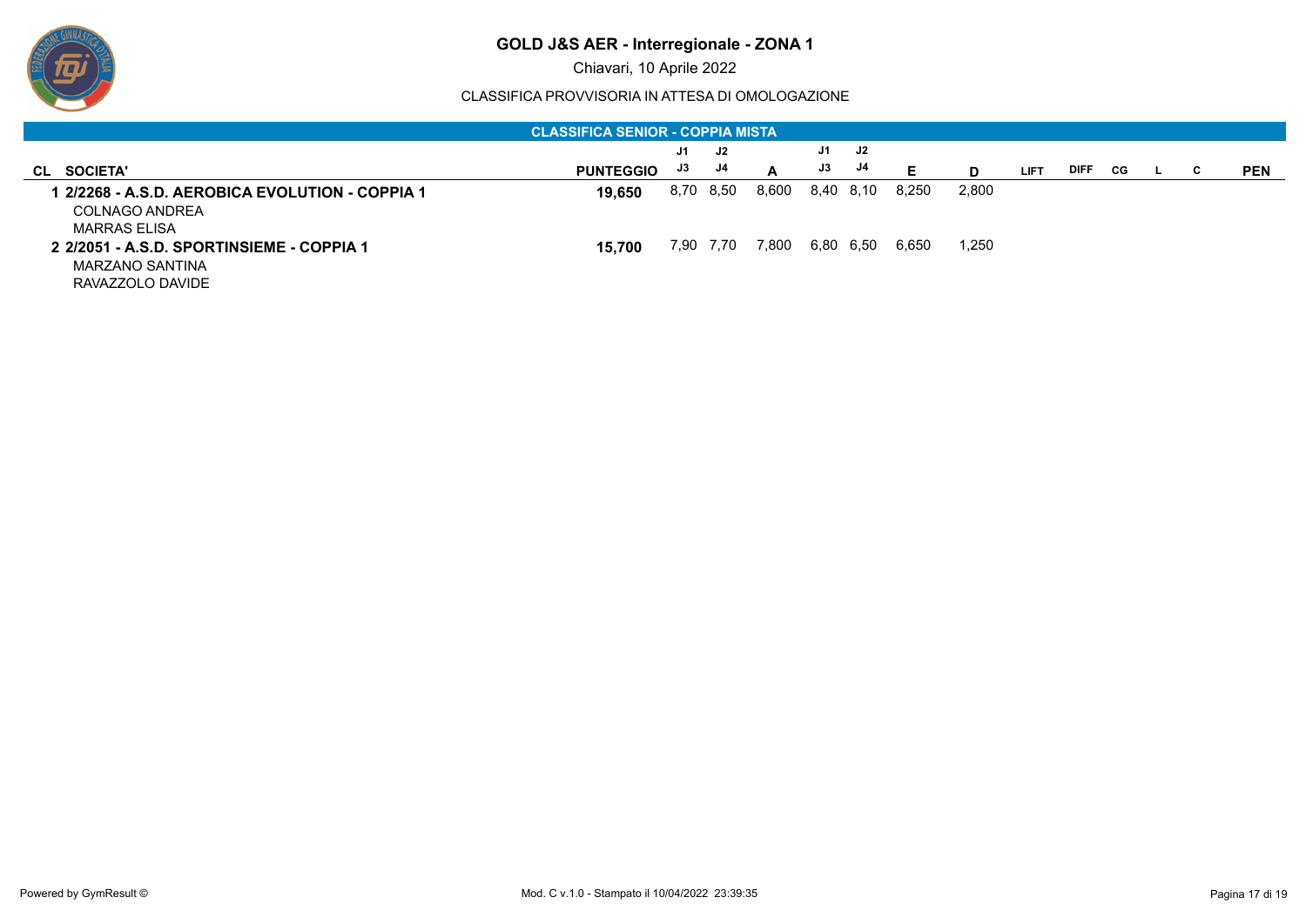# GOLD J&S AER - Interregionale - ZONA 1

Chiavari, 10 Aprile 2022

CLASSIFICA PROVVISORIA IN ATTESA DI OMOLOGAZIONE

## CLASSIFICA SENIOR - COPPIA MISTA

| CL | SOCIETA' | PUNTEGGIO | J1 / J3 | J2 / J4 | A | J1 / J3 | J2 / J4 | E | D | LIFT | DIFF | CG | L | C | PEN |
|---|---|---|---|---|---|---|---|---|---|---|---|---|---|---|---|
| 1 | **2/2268 - A.S.D. AEROBICA EVOLUTION - COPPIA 1**<br>COLNAGO ANDREA<br>MARRAS ELISA | **19,650** | 8,70 | 8,50 | 8,600 | 8,40 | 8,10 | 8,250 | 2,800 | | | | | | |
| 2 | **2/2051 - A.S.D. SPORTINSIEME - COPPIA 1**<br>MARZANO SANTINA<br>RAVAZZOLO DAVIDE | **15,700** | 7,90 | 7,70 | 7,800 | 6,80 | 6,50 | 6,650 | 1,250 | | | | | | |

Powered by GymResult ©

Mod. C v.1.0 - Stampato il 10/04/2022 23:39:35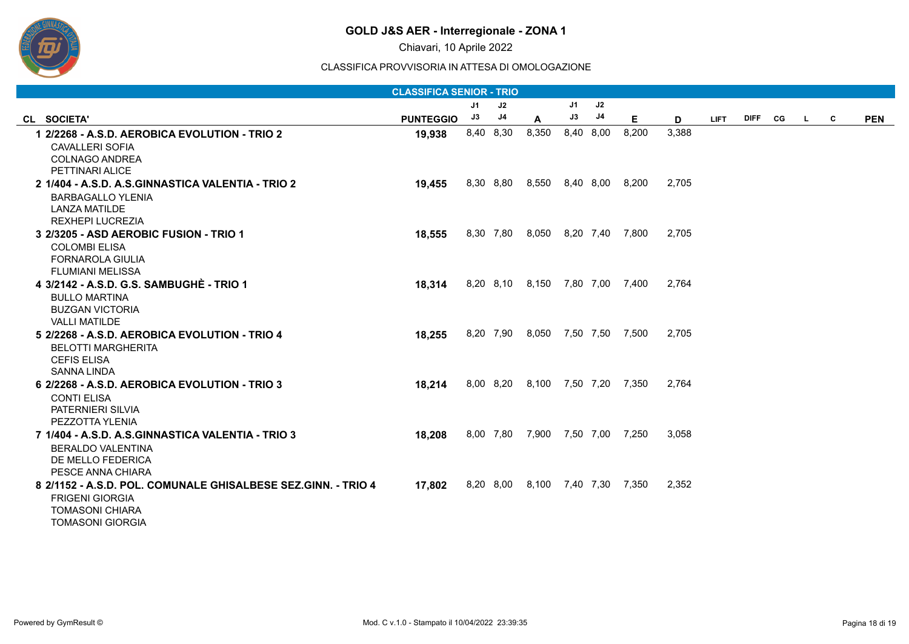# GOLD J&S AER - Interregionale - ZONA 1

Chiavari, 10 Aprile 2022

CLASSIFICA PROVVISORIA IN ATTESA DI OMOLOGAZIONE

## CLASSIFICA SENIOR - TRIO

| CL | SOCIETA' | PUNTEGGIO | J1 J3 | J2 J4 | A | J1 J3 | J2 J4 | E | D | LIFT | DIFF | CG | L | C | PEN |
|---|---|---|---|---|---|---|---|---|---|---|---|---|---|---|---|
| 1 | 2/2268 - A.S.D. AEROBICA EVOLUTION - TRIO 2<br>CAVALLERI SOFIA<br>COLNAGO ANDREA<br>PETTINARI ALICE | 19,938 | 8,40 | 8,30 | 8,350 | 8,40 | 8,00 | 8,200 | 3,388 | | | | | | |
| 2 | 1/404 - A.S.D. A.S.GINNASTICA VALENTIA - TRIO 2<br>BARBAGALLO YLENIA<br>LANZA MATILDE<br>REXHEPI LUCREZIA | 19,455 | 8,30 | 8,80 | 8,550 | 8,40 | 8,00 | 8,200 | 2,705 | | | | | | |
| 3 | 2/3205 - ASD AEROBIC FUSION - TRIO 1<br>COLOMBI ELISA<br>FORNAROLA GIULIA<br>FLUMIANI MELISSA | 18,555 | 8,30 | 7,80 | 8,050 | 8,20 | 7,40 | 7,800 | 2,705 | | | | | | |
| 4 | 3/2142 - A.S.D. G.S. SAMBUGHÈ - TRIO 1<br>BULLO MARTINA<br>BUZGAN VICTORIA<br>VALLI MATILDE | 18,314 | 8,20 | 8,10 | 8,150 | 7,80 | 7,00 | 7,400 | 2,764 | | | | | | |
| 5 | 2/2268 - A.S.D. AEROBICA EVOLUTION - TRIO 4<br>BELOTTI MARGHERITA<br>CEFIS ELISA<br>SANNA LINDA | 18,255 | 8,20 | 7,90 | 8,050 | 7,50 | 7,50 | 7,500 | 2,705 | | | | | | |
| 6 | 2/2268 - A.S.D. AEROBICA EVOLUTION - TRIO 3<br>CONTI ELISA<br>PATERNIERI SILVIA<br>PEZZOTTA YLENIA | 18,214 | 8,00 | 8,20 | 8,100 | 7,50 | 7,20 | 7,350 | 2,764 | | | | | | |
| 7 | 1/404 - A.S.D. A.S.GINNASTICA VALENTIA - TRIO 3<br>BERALDO VALENTINA<br>DE MELLO FEDERICA<br>PESCE ANNA CHIARA | 18,208 | 8,00 | 7,80 | 7,900 | 7,50 | 7,00 | 7,250 | 3,058 | | | | | | |
| 8 | 2/1152 - A.S.D. POL. COMUNALE GHISALBESE SEZ.GINN. - TRIO 4<br>FRIGENI GIORGIA<br>TOMASONI CHIARA<br>TOMASONI GIORGIA | 17,802 | 8,20 | 8,00 | 8,100 | 7,40 | 7,30 | 7,350 | 2,352 | | | | | | |

Powered by GymResult ©

Mod. C v.1.0 - Stampato il 10/04/2022 23:39:35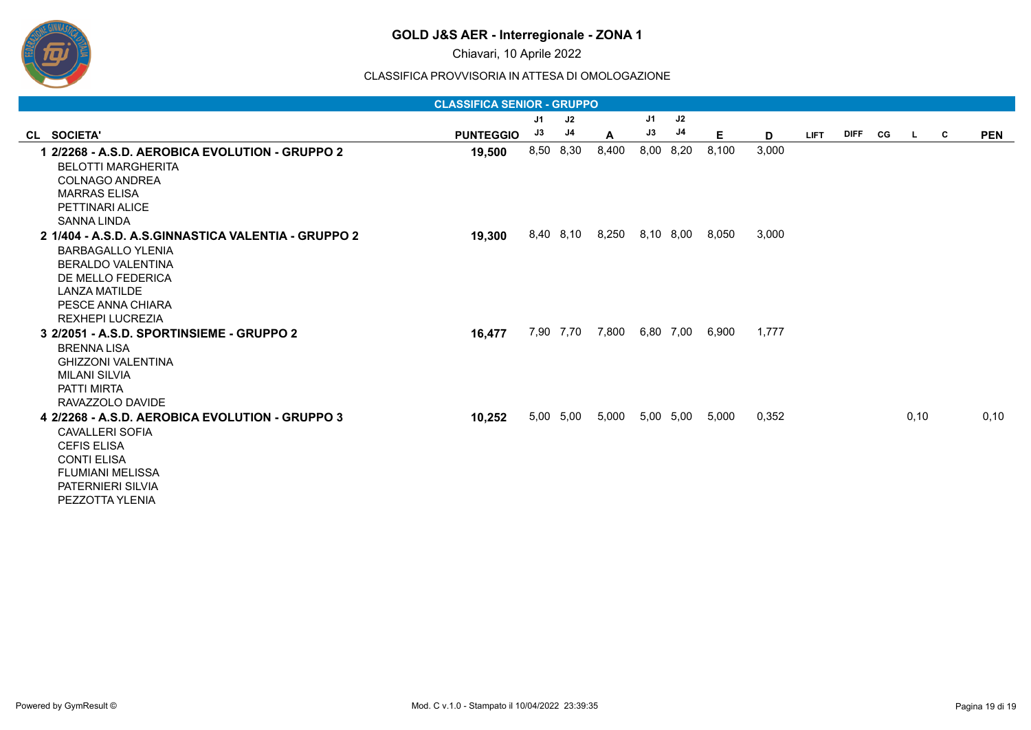# GOLD J&S AER - Interregionale - ZONA 1

Chiavari, 10 Aprile 2022

CLASSIFICA PROVVISORIA IN ATTESA DI OMOLOGAZIONE

## CLASSIFICA SENIOR - GRUPPO

| CL | SOCIETA' | PUNTEGGIO | J1 J3 | J2 J4 | A | J1 J3 | J2 J4 | E | D | LIFT | DIFF | CG | L | C | PEN |
|---|---|---|---|---|---|---|---|---|---|---|---|---|---|---|---|
| 1 | **2/2268 - A.S.D. AEROBICA EVOLUTION - GRUPPO 2** | **19,500** | 8,50 | 8,30 | 8,400 | 8,00 | 8,20 | 8,100 | 3,000 | | | | | | |
| | BELOTTI MARGHERITA | | | | | | | | | | | | | | |
| | COLNAGO ANDREA | | | | | | | | | | | | | | |
| | MARRAS ELISA | | | | | | | | | | | | | | |
| | PETTINARI ALICE | | | | | | | | | | | | | | |
| | SANNA LINDA | | | | | | | | | | | | | | |
| 2 | **1/404 - A.S.D. A.S.GINNASTICA VALENTIA - GRUPPO 2** | **19,300** | 8,40 | 8,10 | 8,250 | 8,10 | 8,00 | 8,050 | 3,000 | | | | | | |
| | BARBAGALLO YLENIA | | | | | | | | | | | | | | |
| | BERALDO VALENTINA | | | | | | | | | | | | | | |
| | DE MELLO FEDERICA | | | | | | | | | | | | | | |
| | LANZA MATILDE | | | | | | | | | | | | | | |
| | PESCE ANNA CHIARA | | | | | | | | | | | | | | |
| | REXHEPI LUCREZIA | | | | | | | | | | | | | | |
| 3 | **2/2051 - A.S.D. SPORTINSIEME - GRUPPO 2** | **16,477** | 7,90 | 7,70 | 7,800 | 6,80 | 7,00 | 6,900 | 1,777 | | | | | | |
| | BRENNA LISA | | | | | | | | | | | | | | |
| | GHIZZONI VALENTINA | | | | | | | | | | | | | | |
| | MILANI SILVIA | | | | | | | | | | | | | | |
| | PATTI MIRTA | | | | | | | | | | | | | | |
| | RAVAZZOLO DAVIDE | | | | | | | | | | | | | | |
| 4 | **2/2268 - A.S.D. AEROBICA EVOLUTION - GRUPPO 3** | **10,252** | 5,00 | 5,00 | 5,000 | 5,00 | 5,00 | 5,000 | 0,352 | | | | 0,10 | | 0,10 |
| | CAVALLERI SOFIA | | | | | | | | | | | | | | |
| | CEFIS ELISA | | | | | | | | | | | | | | |
| | CONTI ELISA | | | | | | | | | | | | | | |
| | FLUMIANI MELISSA | | | | | | | | | | | | | | |
| | PATERNIERI SILVIA | | | | | | | | | | | | | | |
| | PEZZOTTA YLENIA | | | | | | | | | | | | | | |

Powered by GymResult ©

Mod. C v.1.0 - Stampato il 10/04/2022 23:39:35